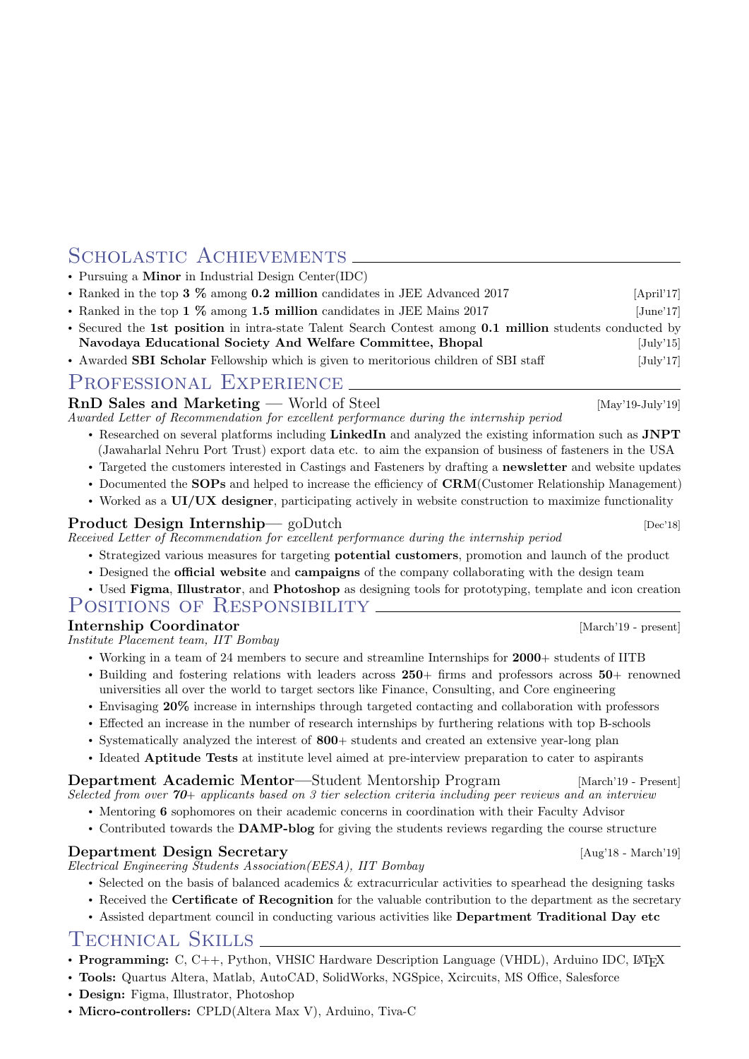## Scholastic Achievements

- Pursuing a **Minor** in Industrial Design Center(IDC)
- Ranked in the top **3 %** among **0.2 million** candidates in JEE Advanced 2017 [April'17]
- Ranked in the top **1 %** among **1.5 million** candidates in JEE Mains 2017 [June'17]
- Secured the **1st position** in intra-state Talent Search Contest among **0.1 million** students conducted by **Navodaya Educational Society And Welfare Committee, Bhopal** [July'15]
- Awarded **SBI Scholar** Fellowship which is given to meritorious children of SBI staff [July'17]

## Professional Experience

**RnD Sales and Marketing** — World of Steel [May'19-July'19]
*Awarded Letter of Recommendation for excellent performance during the internship period*

- Researched on several platforms including **LinkedIn** and analyzed the existing information such as **JNPT** (Jawaharlal Nehru Port Trust) export data etc. to aim the expansion of business of fasteners in the USA
- Targeted the customers interested in Castings and Fasteners by drafting a **newsletter** and website updates
- Documented the **SOPs** and helped to increase the efficiency of **CRM**(Customer Relationship Management)
- Worked as a **UI/UX designer**, participating actively in website construction to maximize functionality

**Product Design Internship**— goDutch [Dec'18]
*Received Letter of Recommendation for excellent performance during the internship period*

- Strategized various measures for targeting **potential customers**, promotion and launch of the product
- Designed the **official website** and **campaigns** of the company collaborating with the design team
- Used **Figma**, **Illustrator**, and **Photoshop** as designing tools for prototyping, template and icon creation

## Positions of Responsibility

**Internship Coordinator** [March'19 - present]
*Institute Placement team, IIT Bombay*

- Working in a team of 24 members to secure and streamline Internships for **2000**+ students of IITB
- Building and fostering relations with leaders across **250**+ firms and professors across **50**+ renowned universities all over the world to target sectors like Finance, Consulting, and Core engineering
- Envisaging **20%** increase in internships through targeted contacting and collaboration with professors
- Effected an increase in the number of research internships by furthering relations with top B-schools
- Systematically analyzed the interest of **800**+ students and created an extensive year-long plan
- Ideated **Aptitude Tests** at institute level aimed at pre-interview preparation to cater to aspirants

**Department Academic Mentor**—Student Mentorship Program [March'19 - Present]
*Selected from over **70**+ applicants based on 3 tier selection criteria including peer reviews and an interview*

- Mentoring **6** sophomores on their academic concerns in coordination with their Faculty Advisor
- Contributed towards the **DAMP-blog** for giving the students reviews regarding the course structure

**Department Design Secretary** [Aug'18 - March'19]
*Electrical Engineering Students Association(EESA), IIT Bombay*

- Selected on the basis of balanced academics & extracurricular activities to spearhead the designing tasks
- Received the **Certificate of Recognition** for the valuable contribution to the department as the secretary
- Assisted department council in conducting various activities like **Department Traditional Day etc**

## Technical Skills

- **Programming:** C, C++, Python, VHSIC Hardware Description Language (VHDL), Arduino IDC, LaTeX
- **Tools:** Quartus Altera, Matlab, AutoCAD, SolidWorks, NGSpice, Xcircuits, MS Office, Salesforce
- **Design:** Figma, Illustrator, Photoshop
- **Micro-controllers:** CPLD(Altera Max V), Arduino, Tiva-C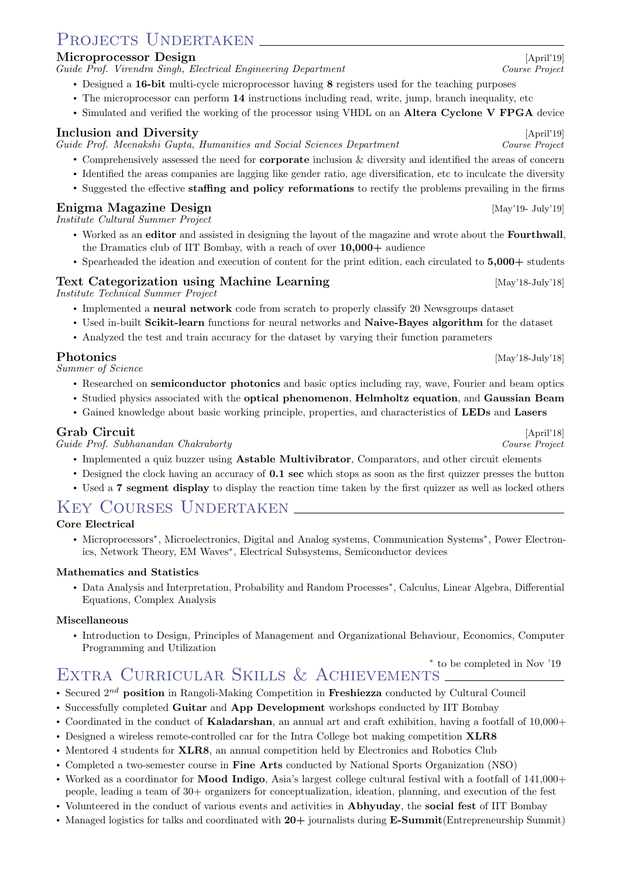## Projects Undertaken

### Microprocessor Design
*Guide Prof. Virendra Singh, Electrical Engineering Department* — [April'19] — *Course Project*

- Designed a **16-bit** multi-cycle microprocessor having **8** registers used for the teaching purposes
- The microprocessor can perform **14** instructions including read, write, jump, branch inequality, etc
- Simulated and verified the working of the processor using VHDL on an **Altera Cyclone V FPGA** device

### Inclusion and Diversity
*Guide Prof. Meenakshi Gupta, Humanities and Social Sciences Department* — [April'19] — *Course Project*

- Comprehensively assessed the need for **corporate** inclusion & diversity and identified the areas of concern
- Identified the areas companies are lagging like gender ratio, age diversification, etc to inculcate the diversity
- Suggested the effective **staffing and policy reformations** to rectify the problems prevailing in the firms

### Enigma Magazine Design
*Institute Cultural Summer Project* — [May'19- July'19]

- Worked as an **editor** and assisted in designing the layout of the magazine and wrote about the **Fourthwall**, the Dramatics club of IIT Bombay, with a reach of over **10,000+** audience
- Spearheaded the ideation and execution of content for the print edition, each circulated to **5,000+** students

### Text Categorization using Machine Learning
*Institute Technical Summer Project* — [May'18-July'18]

- Implemented a **neural network** code from scratch to properly classify 20 Newsgroups dataset
- Used in-built **Scikit-learn** functions for neural networks and **Naive-Bayes algorithm** for the dataset
- Analyzed the test and train accuracy for the dataset by varying their function parameters

### Photonics
*Summer of Science* — [May'18-July'18]

- Researched on **semiconductor photonics** and basic optics including ray, wave, Fourier and beam optics
- Studied physics associated with the **optical phenomenon**, **Helmholtz equation**, and **Gaussian Beam**
- Gained knowledge about basic working principle, properties, and characteristics of **LEDs** and **Lasers**

### Grab Circuit
*Guide Prof. Subhanandan Chakraborty* — [April'18] — *Course Project*

- Implemented a quiz buzzer using **Astable Multivibrator**, Comparators, and other circuit elements
- Designed the clock having an accuracy of **0.1 sec** which stops as soon as the first quizzer presses the button
- Used a **7 segment display** to display the reaction time taken by the first quizzer as well as locked others

## Key Courses Undertaken

### Core Electrical

- Microprocessors*, Microelectronics, Digital and Analog systems, Communication Systems*, Power Electronics, Network Theory, EM Waves*, Electrical Subsystems, Semiconductor devices

### Mathematics and Statistics

- Data Analysis and Interpretation, Probability and Random Processes*, Calculus, Linear Algebra, Differential Equations, Complex Analysis

### Miscellaneous

- Introduction to Design, Principles of Management and Organizational Behaviour, Economics, Computer Programming and Utilization

* to be completed in Nov '19

## Extra Curricular Skills & Achievements

- Secured $2^{nd}$ **position** in Rangoli-Making Competition in **Freshiezza** conducted by Cultural Council
- Successfully completed **Guitar** and **App Development** workshops conducted by IIT Bombay
- Coordinated in the conduct of **Kaladarshan**, an annual art and craft exhibition, having a footfall of 10,000+
- Designed a wireless remote-controlled car for the Intra College bot making competition **XLR8**
- Mentored 4 students for **XLR8**, an annual competition held by Electronics and Robotics Club
- Completed a two-semester course in **Fine Arts** conducted by National Sports Organization (NSO)
- Worked as a coordinator for **Mood Indigo**, Asia's largest college cultural festival with a footfall of 141,000+ people, leading a team of 30+ organizers for conceptualization, ideation, planning, and execution of the fest
- Volunteered in the conduct of various events and activities in **Abhyuday**, the **social fest** of IIT Bombay
- Managed logistics for talks and coordinated with **20+** journalists during **E-Summit**(Entrepreneurship Summit)